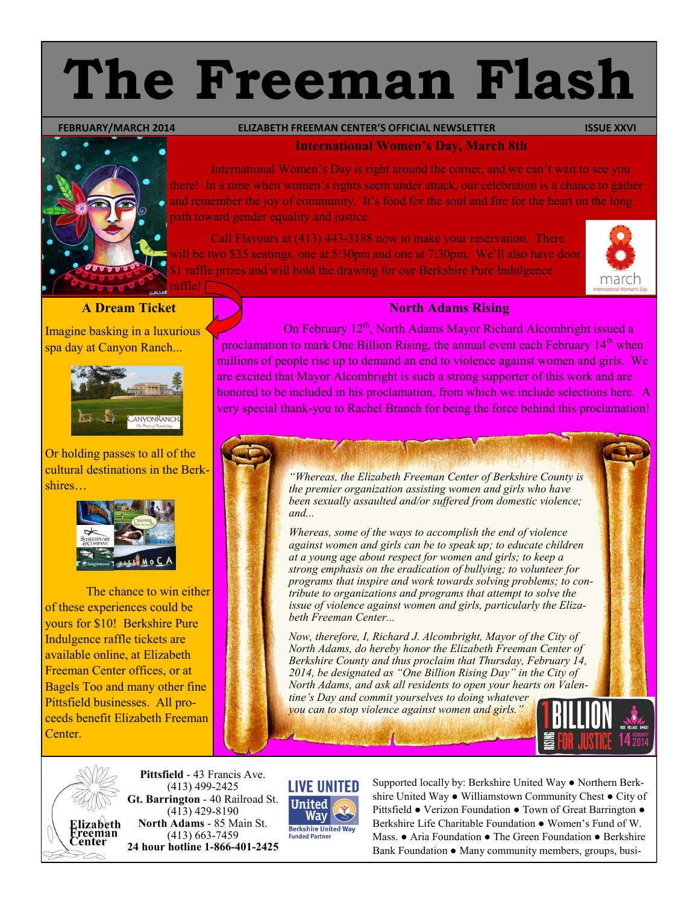# The Freeman Flash

**FEBRUARY/MARCH 2014** — **ELIZABETH FREEMAN CENTER'S OFFICIAL NEWSLETTER** — **ISSUE XXVI**

## International Women's Day, March 8th

International Women's Day is right around the corner, and we can't wait to see you there! In a time when women's rights seem under attack, our celebration is a chance to gather and remember the joy of community. It's food for the soul and fire for the heart on the long path toward gender equality and justice.

Call Flavours at (413) 443-3188 now to make your reservation. There will be two $35 seatings, one at 5:30pm and one at 7:30pm. We'll also have door $1 raffle prizes and will hold the drawing for our Berkshire Pure Indulgence raffle!

## A Dream Ticket

Imagine basking in a luxurious spa day at Canyon Ranch...

Or holding passes to all of the cultural destinations in the Berkshires…

The chance to win either of these experiences could be yours for $10! Berkshire Pure Indulgence raffle tickets are available online, at Elizabeth Freeman Center offices, or at Bagels Too and many other fine Pittsfield businesses. All proceeds benefit Elizabeth Freeman Center.

## North Adams Rising

On February 12th, North Adams Mayor Richard Alcombright issued a proclamation to mark One Billion Rising, the annual event each February 14th when millions of people rise up to demand an end to violence against women and girls. We are excited that Mayor Alcombright is such a strong supporter of this work and are honored to be included in his proclamation, from which we include selections here. A very special thank-you to Rachel Branch for being the force behind this proclamation!

*"Whereas, the Elizabeth Freeman Center of Berkshire County is the premier organization assisting women and girls who have been sexually assaulted and/or suffered from domestic violence; and...*

*Whereas, some of the ways to accomplish the end of violence against women and girls can be to speak up; to educate children at a young age about respect for women and girls; to keep a strong emphasis on the eradication of bullying; to volunteer for programs that inspire and work towards solving problems; to contribute to organizations and programs that attempt to solve the issue of violence against women and girls, particularly the Elizabeth Freeman Center...*

*Now, therefore, I, Richard J. Alcombright, Mayor of the City of North Adams, do hereby honor the Elizabeth Freeman Center of Berkshire County and thus proclaim that Thursday, February 14, 2014, be designated as "One Billion Rising Day" in the City of North Adams, and ask all residents to open your hearts on Valentine's Day and commit yourselves to doing whatever you can to stop violence against women and girls."*

---

**Pittsfield** - 43 Francis Ave.
(413) 499-2425
**Gt. Barrington** - 40 Railroad St.
(413) 429-8190
**North Adams** - 85 Main St.
(413) 663-7459
**24 hour hotline 1-866-401-2425**

Supported locally by: Berkshire United Way ● Northern Berkshire United Way ● Williamstown Community Chest ● City of Pittsfield ● Verizon Foundation ● Town of Great Barrington ● Berkshire Life Charitable Foundation ● Women's Fund of W. Mass. ● Aria Foundation ● The Green Foundation ● Berkshire Bank Foundation ● Many community members, groups, busi-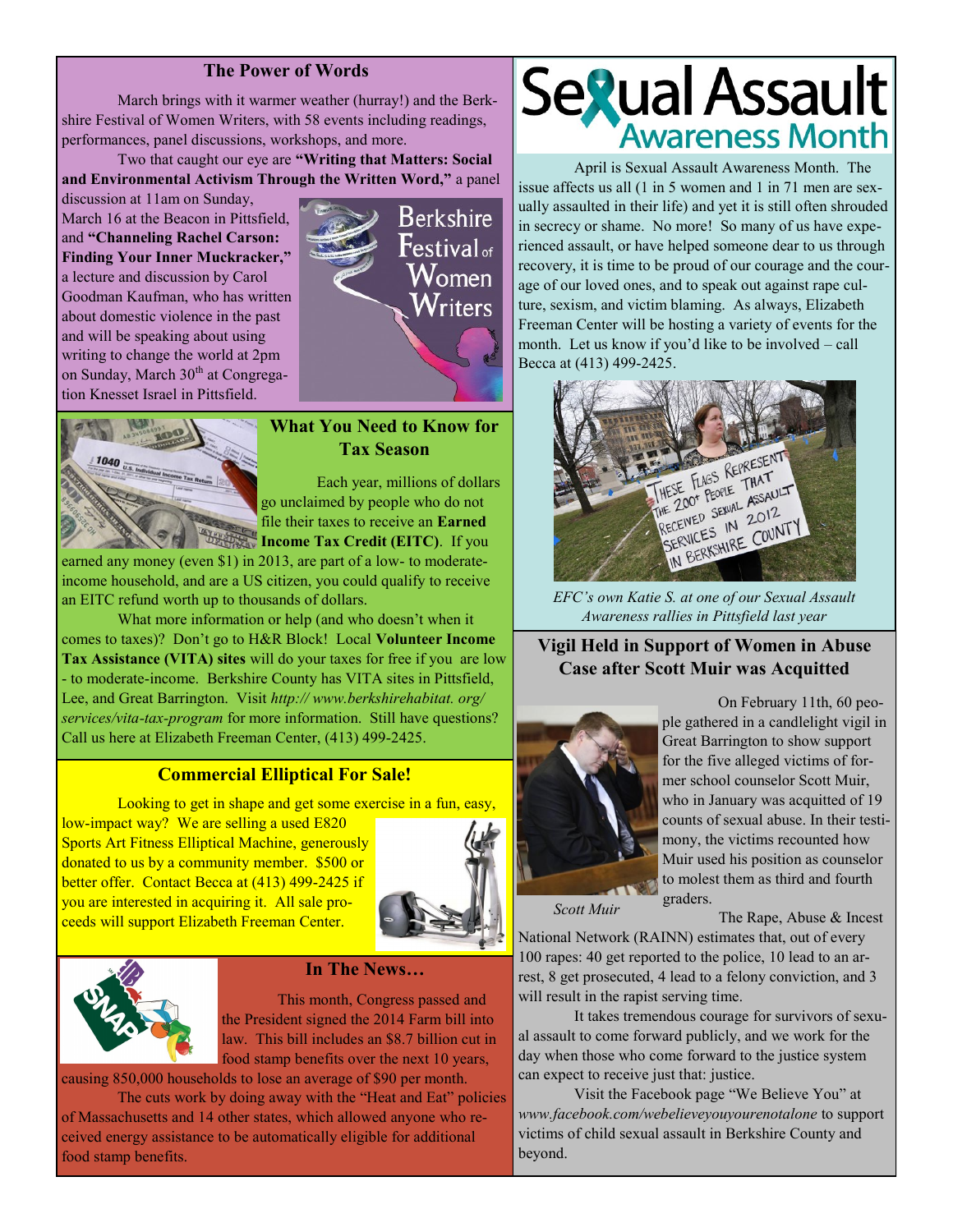## The Power of Words

March brings with it warmer weather (hurray!) and the Berkshire Festival of Women Writers, with 58 events including readings, performances, panel discussions, workshops, and more.

Two that caught our eye are **"Writing that Matters: Social and Environmental Activism Through the Written Word,"** a panel discussion at 11am on Sunday, March 16 at the Beacon in Pittsfield, and **"Channeling Rachel Carson: Finding Your Inner Muckracker,"** a lecture and discussion by Carol Goodman Kaufman, who has written about domestic violence in the past and will be speaking about using writing to change the world at 2pm on Sunday, March 30th at Congregation Knesset Israel in Pittsfield.

## What You Need to Know for Tax Season

Each year, millions of dollars go unclaimed by people who do not file their taxes to receive an **Earned Income Tax Credit (EITC)**. If you earned any money (even $1) in 2013, are part of a low- to moderate-income household, and are a US citizen, you could qualify to receive an EITC refund worth up to thousands of dollars.

What more information or help (and who doesn't when it comes to taxes)? Don't go to H&R Block! Local **Volunteer Income Tax Assistance (VITA) sites** will do your taxes for free if you are low - to moderate-income. Berkshire County has VITA sites in Pittsfield, Lee, and Great Barrington. Visit *http:// www.berkshirehabitat. org/ services/vita-tax-program* for more information. Still have questions? Call us here at Elizabeth Freeman Center, (413) 499-2425.

## Commercial Elliptical For Sale!

Looking to get in shape and get some exercise in a fun, easy, low-impact way? We are selling a used E820 Sports Art Fitness Elliptical Machine, generously donated to us by a community member. $500 or better offer. Contact Becca at (413) 499-2425 if you are interested in acquiring it. All sale proceeds will support Elizabeth Freeman Center.

## In The News…

This month, Congress passed and the President signed the 2014 Farm bill into law. This bill includes an $8.7 billion cut in food stamp benefits over the next 10 years, causing 850,000 households to lose an average of $90 per month.

The cuts work by doing away with the "Heat and Eat" policies of Massachusetts and 14 other states, which allowed anyone who received energy assistance to be automatically eligible for additional food stamp benefits.

# Sexual Assault Awareness Month

April is Sexual Assault Awareness Month. The issue affects us all (1 in 5 women and 1 in 71 men are sexually assaulted in their life) and yet it is still often shrouded in secrecy or shame. No more! So many of us have experienced assault, or have helped someone dear to us through recovery, it is time to be proud of our courage and the courage of our loved ones, and to speak out against rape culture, sexism, and victim blaming. As always, Elizabeth Freeman Center will be hosting a variety of events for the month. Let us know if you'd like to be involved – call Becca at (413) 499-2425.

*EFC's own Katie S. at one of our Sexual Assault Awareness rallies in Pittsfield last year*

## Vigil Held in Support of Women in Abuse Case after Scott Muir was Acquitted

On February 11th, 60 people gathered in a candlelight vigil in Great Barrington to show support for the five alleged victims of former school counselor Scott Muir, who in January was acquitted of 19 counts of sexual abuse. In their testimony, the victims recounted how Muir used his position as counselor to molest them as third and fourth graders.

*Scott Muir*

The Rape, Abuse & Incest National Network (RAINN) estimates that, out of every 100 rapes: 40 get reported to the police, 10 lead to an arrest, 8 get prosecuted, 4 lead to a felony conviction, and 3 will result in the rapist serving time.

It takes tremendous courage for survivors of sexual assault to come forward publicly, and we work for the day when those who come forward to the justice system can expect to receive just that: justice.

Visit the Facebook page "We Believe You" at *www.facebook.com/webelieveyouyourenotalone* to support victims of child sexual assault in Berkshire County and beyond.